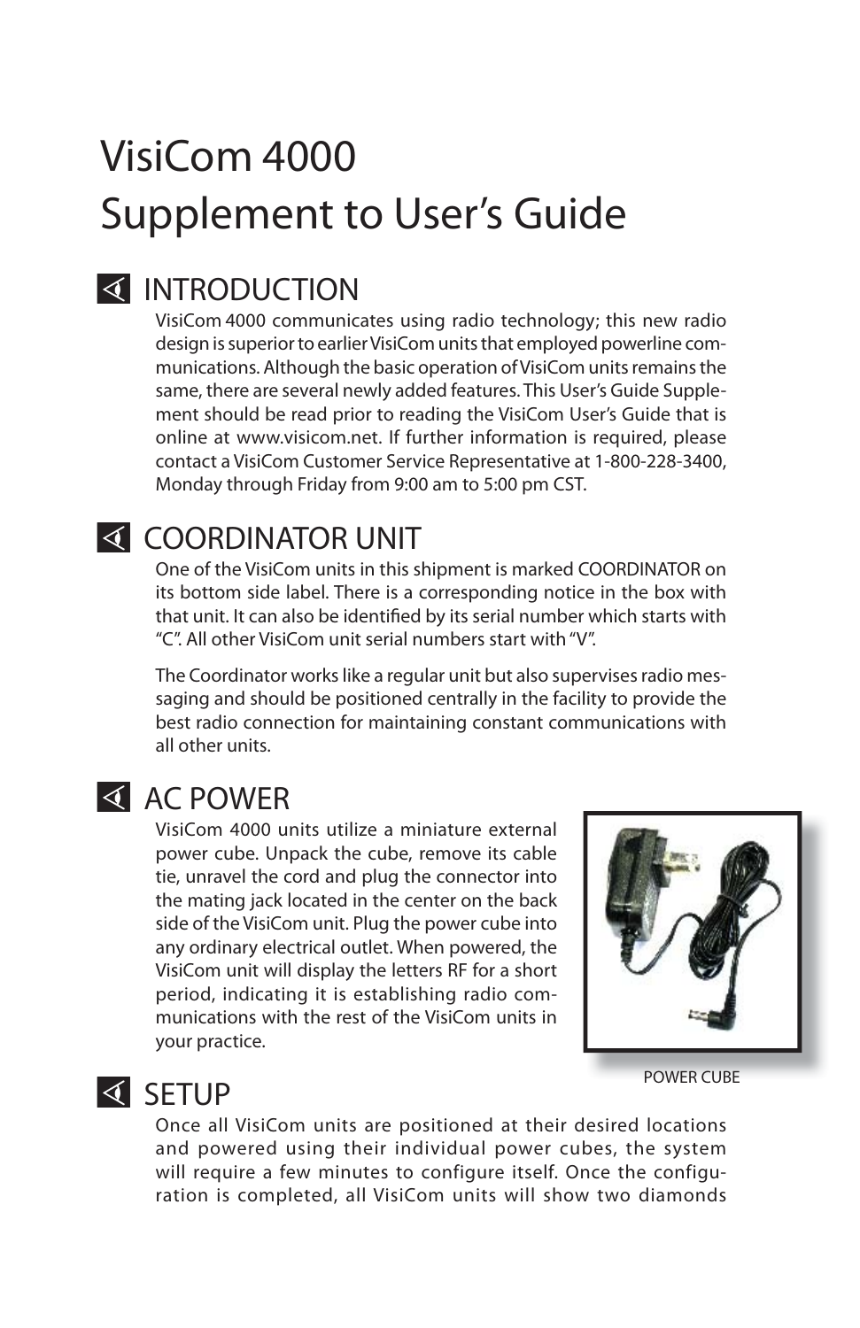# VisiCom 4000 Supplement to User's Guide

## INTRODUCTION

VisiCom 4000 communicates using radio technology; this new radio design is superior to earlier VisiCom units that employed powerline communications. Although the basic operation of VisiCom units remains the same, there are several newly added features. This User's Guide Supplement should be read prior to reading the VisiCom User's Guide that is online at www.visicom.net. If further information is required, please contact a VisiCom Customer Service Representative at 1-800-228-3400, Monday through Friday from 9:00 am to 5:00 pm CST.

## COORDINATOR UNIT

One of the VisiCom units in this shipment is marked COORDINATOR on its bottom side label. There is a corresponding notice in the box with that unit. It can also be identified by its serial number which starts with "C". All other VisiCom unit serial numbers start with "V".

The Coordinator works like a regular unit but also supervises radio messaging and should be positioned centrally in the facility to provide the best radio connection for maintaining constant communications with all other units.

## AC POWER

VisiCom 4000 units utilize a miniature external power cube. Unpack the cube, remove its cable tie, unravel the cord and plug the connector into the mating jack located in the center on the back side of the VisiCom unit. Plug the power cube into any ordinary electrical outlet. When powered, the VisiCom unit will display the letters RF for a short period, indicating it is establishing radio communications with the rest of the VisiCom units in your practice.

POWER CUBE

## SETUP

Once all VisiCom units are positioned at their desired locations and powered using their individual power cubes, the system will require a few minutes to configure itself. Once the configuration is completed, all VisiCom units will show two diamonds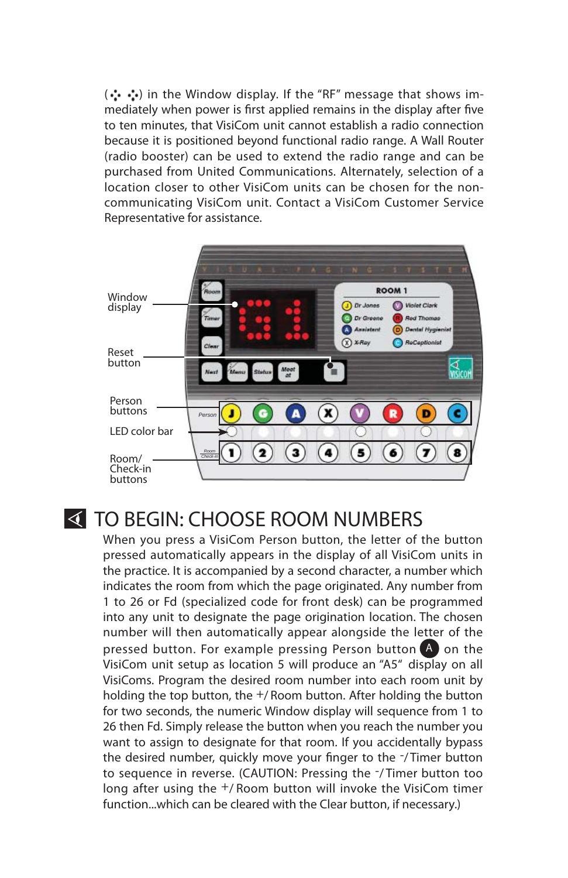(·:· ·:·) in the Window display. If the "RF" message that shows immediately when power is first applied remains in the display after five to ten minutes, that VisiCom unit cannot establish a radio connection because it is positioned beyond functional radio range. A Wall Router (radio booster) can be used to extend the radio range and can be purchased from United Communications. Alternately, selection of a location closer to other VisiCom units can be chosen for the non-communicating VisiCom unit. Contact a VisiCom Customer Service Representative for assistance.

Window display

Reset button

Person buttons

LED color bar

Room/ Check-in buttons

# TO BEGIN: CHOOSE ROOM NUMBERS

When you press a VisiCom Person button, the letter of the button pressed automatically appears in the display of all VisiCom units in the practice. It is accompanied by a second character, a number which indicates the room from which the page originated. Any number from 1 to 26 or Fd (specialized code for front desk) can be programmed into any unit to designate the page origination location. The chosen number will then automatically appear alongside the letter of the pressed button. For example pressing Person button (A) on the VisiCom unit setup as location 5 will produce an "A5" display on all VisiComs. Program the desired room number into each room unit by holding the top button, the +/ Room button. After holding the button for two seconds, the numeric Window display will sequence from 1 to 26 then Fd. Simply release the button when you reach the number you want to assign to designate for that room. If you accidentally bypass the desired number, quickly move your finger to the -/ Timer button to sequence in reverse. (CAUTION: Pressing the -/ Timer button too long after using the +/ Room button will invoke the VisiCom timer function...which can be cleared with the Clear button, if necessary.)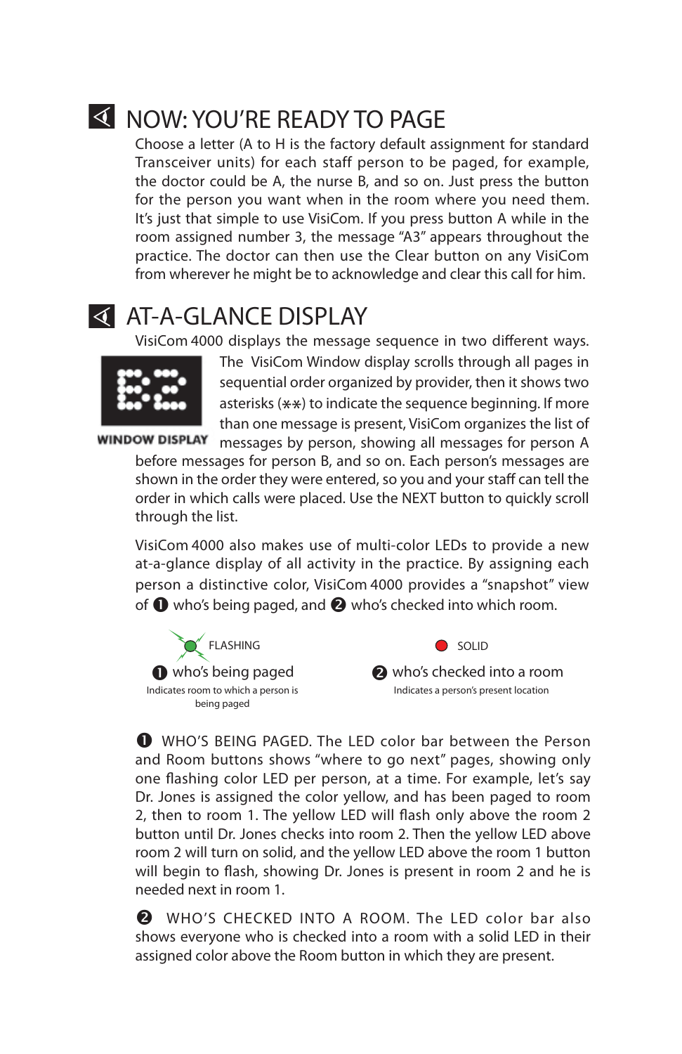## NOW: YOU'RE READY TO PAGE

Choose a letter (A to H is the factory default assignment for standard Transceiver units) for each staff person to be paged, for example, the doctor could be A, the nurse B, and so on. Just press the button for the person you want when in the room where you need them. It's just that simple to use VisiCom. If you press button A while in the room assigned number 3, the message "A3" appears throughout the practice. The doctor can then use the Clear button on any VisiCom from wherever he might be to acknowledge and clear this call for him.

## AT-A-GLANCE DISPLAY

VisiCom 4000 displays the message sequence in two different ways.

WINDOW DISPLAY

The VisiCom Window display scrolls through all pages in sequential order organized by provider, then it shows two asterisks (⁎⁎) to indicate the sequence beginning. If more than one message is present, VisiCom organizes the list of messages by person, showing all messages for person A before messages for person B, and so on. Each person's messages are shown in the order they were entered, so you and your staff can tell the order in which calls were placed. Use the NEXT button to quickly scroll through the list.

VisiCom 4000 also makes use of multi-color LEDs to provide a new at-a-glance display of all activity in the practice. By assigning each person a distinctive color, VisiCom 4000 provides a "snapshot" view of ❶ who's being paged, and ❷ who's checked into which room.

FLASHING

❶ who's being paged

Indicates room to which a person is being paged

SOLID

❷ who's checked into a room

Indicates a person's present location

❶ WHO'S BEING PAGED. The LED color bar between the Person and Room buttons shows "where to go next" pages, showing only one flashing color LED per person, at a time. For example, let's say Dr. Jones is assigned the color yellow, and has been paged to room 2, then to room 1. The yellow LED will flash only above the room 2 button until Dr. Jones checks into room 2. Then the yellow LED above room 2 will turn on solid, and the yellow LED above the room 1 button will begin to flash, showing Dr. Jones is present in room 2 and he is needed next in room 1.

❷ WHO'S CHECKED INTO A ROOM. The LED color bar also shows everyone who is checked into a room with a solid LED in their assigned color above the Room button in which they are present.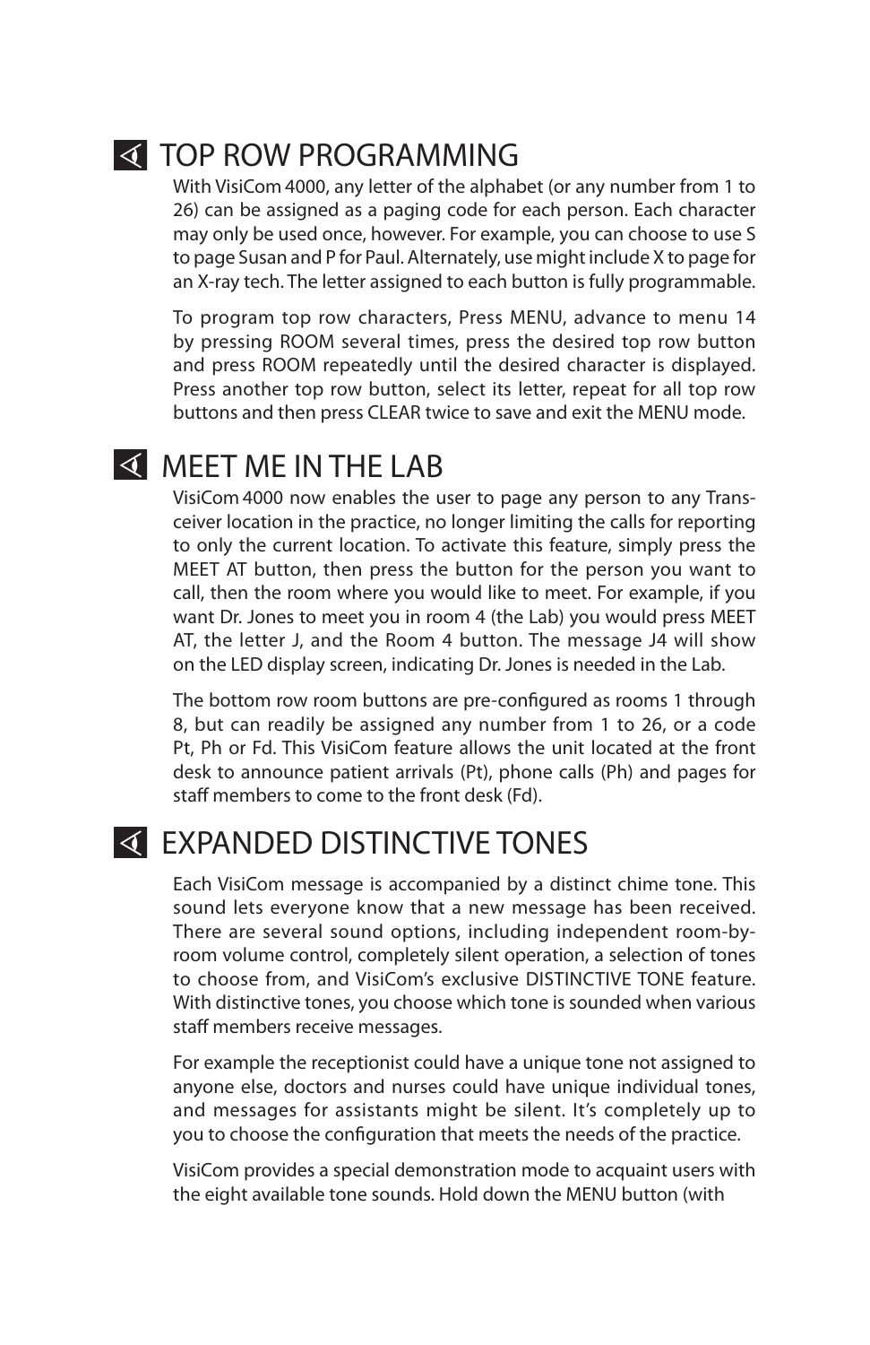## TOP ROW PROGRAMMING

With VisiCom 4000, any letter of the alphabet (or any number from 1 to 26) can be assigned as a paging code for each person. Each character may only be used once, however. For example, you can choose to use S to page Susan and P for Paul. Alternately, use might include X to page for an X-ray tech. The letter assigned to each button is fully programmable.

To program top row characters, Press MENU, advance to menu 14 by pressing ROOM several times, press the desired top row button and press ROOM repeatedly until the desired character is displayed. Press another top row button, select its letter, repeat for all top row buttons and then press CLEAR twice to save and exit the MENU mode.

## MEET ME IN THE LAB

VisiCom 4000 now enables the user to page any person to any Transceiver location in the practice, no longer limiting the calls for reporting to only the current location. To activate this feature, simply press the MEET AT button, then press the button for the person you want to call, then the room where you would like to meet. For example, if you want Dr. Jones to meet you in room 4 (the Lab) you would press MEET AT, the letter J, and the Room 4 button. The message J4 will show on the LED display screen, indicating Dr. Jones is needed in the Lab.

The bottom row room buttons are pre-configured as rooms 1 through 8, but can readily be assigned any number from 1 to 26, or a code Pt, Ph or Fd. This VisiCom feature allows the unit located at the front desk to announce patient arrivals (Pt), phone calls (Ph) and pages for staff members to come to the front desk (Fd).

## EXPANDED DISTINCTIVE TONES

Each VisiCom message is accompanied by a distinct chime tone. This sound lets everyone know that a new message has been received. There are several sound options, including independent room-by-room volume control, completely silent operation, a selection of tones to choose from, and VisiCom's exclusive DISTINCTIVE TONE feature. With distinctive tones, you choose which tone is sounded when various staff members receive messages.

For example the receptionist could have a unique tone not assigned to anyone else, doctors and nurses could have unique individual tones, and messages for assistants might be silent. It's completely up to you to choose the configuration that meets the needs of the practice.

VisiCom provides a special demonstration mode to acquaint users with the eight available tone sounds. Hold down the MENU button (with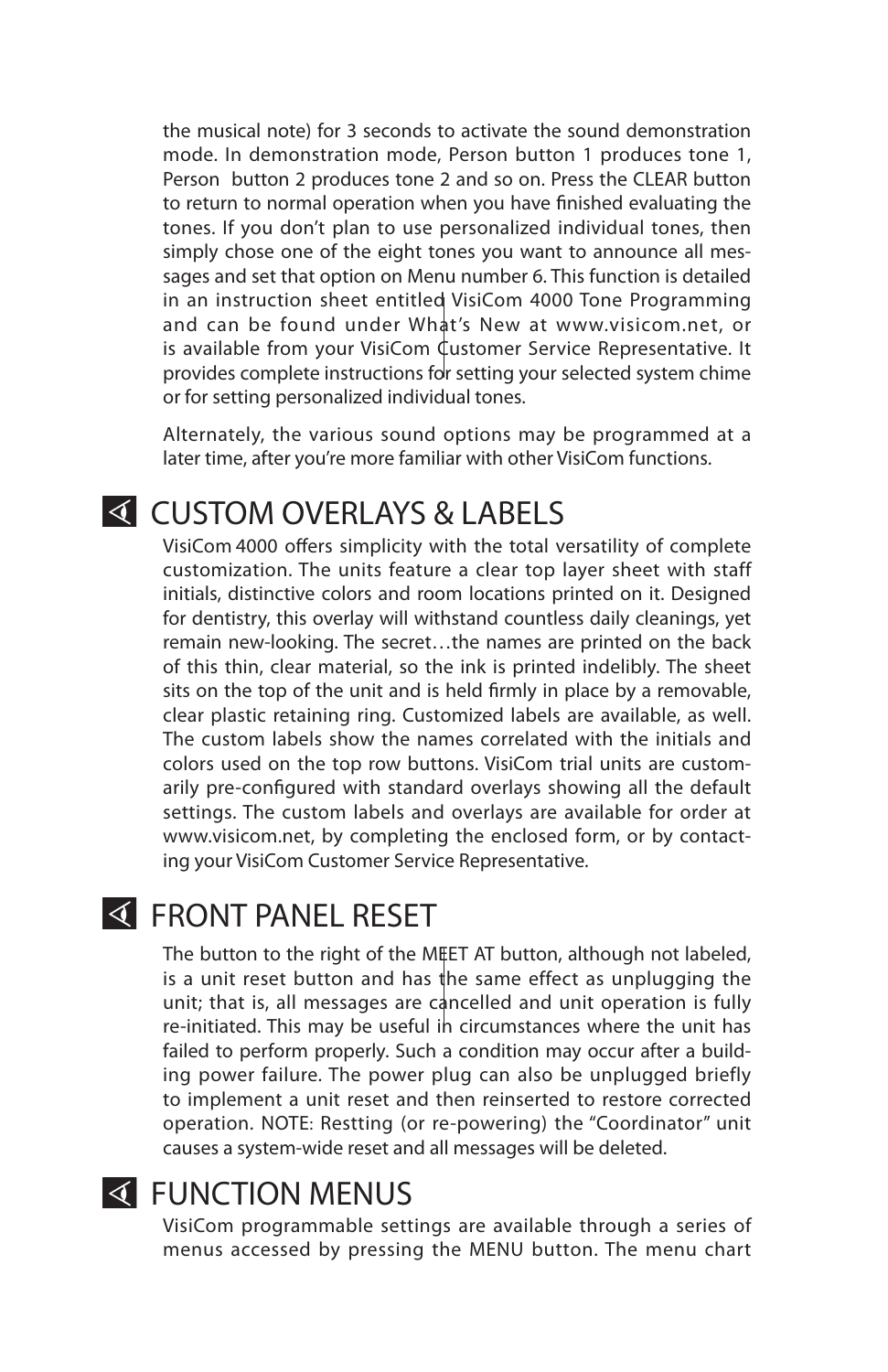the musical note) for 3 seconds to activate the sound demonstration mode. In demonstration mode, Person button 1 produces tone 1, Person button 2 produces tone 2 and so on. Press the CLEAR button to return to normal operation when you have finished evaluating the tones. If you don't plan to use personalized individual tones, then simply chose one of the eight tones you want to announce all messages and set that option on Menu number 6. This function is detailed in an instruction sheet entitled VisiCom 4000 Tone Programming and can be found under What's New at www.visicom.net, or is available from your VisiCom Customer Service Representative. It provides complete instructions for setting your selected system chime or for setting personalized individual tones.

Alternately, the various sound options may be programmed at a later time, after you're more familiar with other VisiCom functions.

## CUSTOM OVERLAYS & LABELS

VisiCom 4000 offers simplicity with the total versatility of complete customization. The units feature a clear top layer sheet with staff initials, distinctive colors and room locations printed on it. Designed for dentistry, this overlay will withstand countless daily cleanings, yet remain new-looking. The secret…the names are printed on the back of this thin, clear material, so the ink is printed indelibly. The sheet sits on the top of the unit and is held firmly in place by a removable, clear plastic retaining ring. Customized labels are available, as well. The custom labels show the names correlated with the initials and colors used on the top row buttons. VisiCom trial units are customarily pre-configured with standard overlays showing all the default settings. The custom labels and overlays are available for order at www.visicom.net, by completing the enclosed form, or by contacting your VisiCom Customer Service Representative.

## FRONT PANEL RESET

The button to the right of the MEET AT button, although not labeled, is a unit reset button and has the same effect as unplugging the unit; that is, all messages are cancelled and unit operation is fully re-initiated. This may be useful in circumstances where the unit has failed to perform properly. Such a condition may occur after a building power failure. The power plug can also be unplugged briefly to implement a unit reset and then reinserted to restore corrected operation. NOTE: Restting (or re-powering) the "Coordinator" unit causes a system-wide reset and all messages will be deleted.

## FUNCTION MENUS

VisiCom programmable settings are available through a series of menus accessed by pressing the MENU button. The menu chart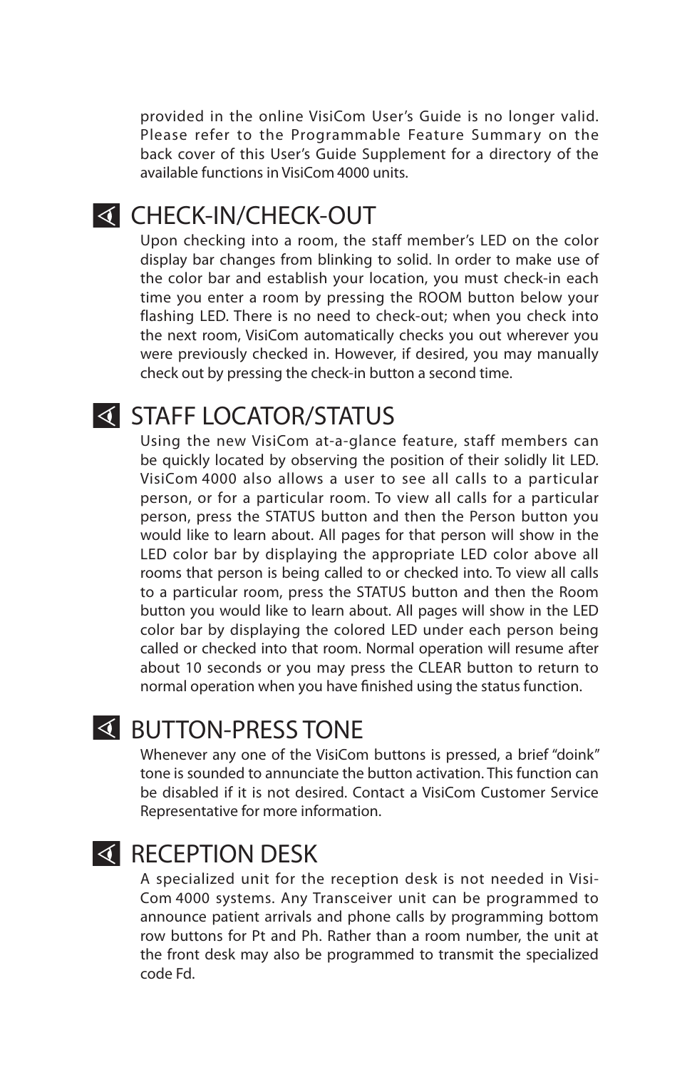provided in the online VisiCom User's Guide is no longer valid. Please refer to the Programmable Feature Summary on the back cover of this User's Guide Supplement for a directory of the available functions in VisiCom 4000 units.

## CHECK-IN/CHECK-OUT

Upon checking into a room, the staff member's LED on the color display bar changes from blinking to solid. In order to make use of the color bar and establish your location, you must check-in each time you enter a room by pressing the ROOM button below your flashing LED. There is no need to check-out; when you check into the next room, VisiCom automatically checks you out wherever you were previously checked in. However, if desired, you may manually check out by pressing the check-in button a second time.

## STAFF LOCATOR/STATUS

Using the new VisiCom at-a-glance feature, staff members can be quickly located by observing the position of their solidly lit LED. VisiCom 4000 also allows a user to see all calls to a particular person, or for a particular room. To view all calls for a particular person, press the STATUS button and then the Person button you would like to learn about. All pages for that person will show in the LED color bar by displaying the appropriate LED color above all rooms that person is being called to or checked into. To view all calls to a particular room, press the STATUS button and then the Room button you would like to learn about. All pages will show in the LED color bar by displaying the colored LED under each person being called or checked into that room. Normal operation will resume after about 10 seconds or you may press the CLEAR button to return to normal operation when you have finished using the status function.

## BUTTON-PRESS TONE

Whenever any one of the VisiCom buttons is pressed, a brief "doink" tone is sounded to annunciate the button activation. This function can be disabled if it is not desired. Contact a VisiCom Customer Service Representative for more information.

## RECEPTION DESK

A specialized unit for the reception desk is not needed in VisiCom 4000 systems. Any Transceiver unit can be programmed to announce patient arrivals and phone calls by programming bottom row buttons for Pt and Ph. Rather than a room number, the unit at the front desk may also be programmed to transmit the specialized code Fd.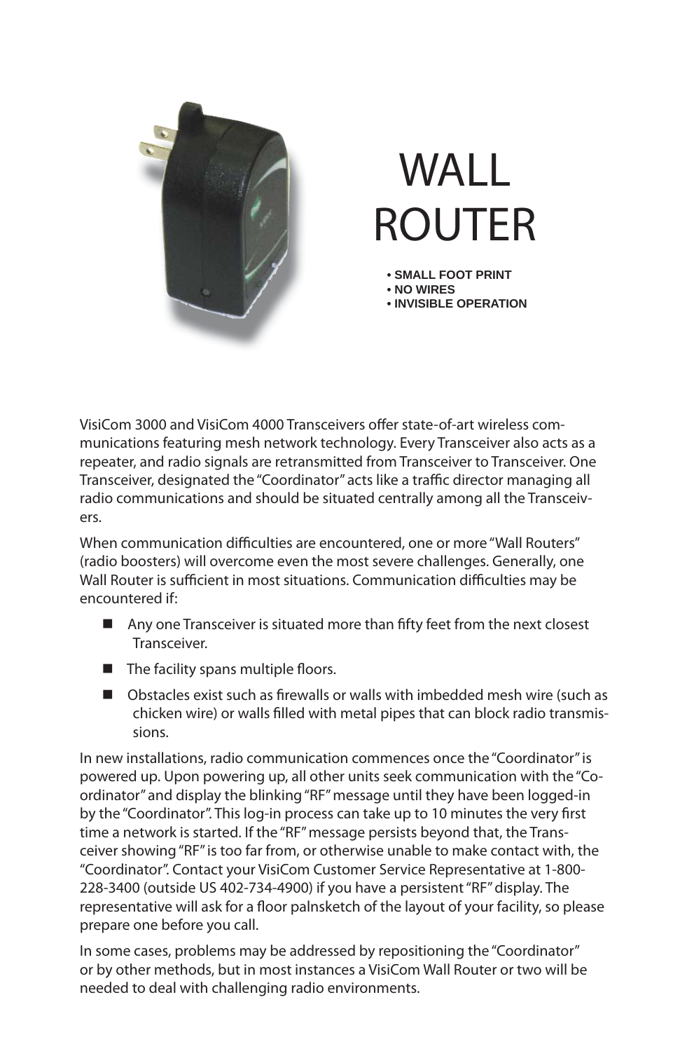# WALL ROUTER

- SMALL FOOT PRINT
- NO WIRES
- INVISIBLE OPERATION

VisiCom 3000 and VisiCom 4000 Transceivers offer state-of-art wireless communications featuring mesh network technology. Every Transceiver also acts as a repeater, and radio signals are retransmitted from Transceiver to Transceiver. One Transceiver, designated the "Coordinator" acts like a traffic director managing all radio communications and should be situated centrally among all the Transceivers.

When communication difficulties are encountered, one or more "Wall Routers" (radio boosters) will overcome even the most severe challenges. Generally, one Wall Router is sufficient in most situations. Communication difficulties may be encountered if:

- Any one Transceiver is situated more than fifty feet from the next closest Transceiver.
- The facility spans multiple floors.
- Obstacles exist such as firewalls or walls with imbedded mesh wire (such as chicken wire) or walls filled with metal pipes that can block radio transmissions.

In new installations, radio communication commences once the "Coordinator" is powered up. Upon powering up, all other units seek communication with the "Coordinator" and display the blinking "RF" message until they have been logged-in by the "Coordinator". This log-in process can take up to 10 minutes the very first time a network is started. If the "RF" message persists beyond that, the Transceiver showing "RF" is too far from, or otherwise unable to make contact with, the "Coordinator". Contact your VisiCom Customer Service Representative at 1-800-228-3400 (outside US 402-734-4900) if you have a persistent "RF" display. The representative will ask for a floor palnsketch of the layout of your facility, so please prepare one before you call.

In some cases, problems may be addressed by repositioning the "Coordinator" or by other methods, but in most instances a VisiCom Wall Router or two will be needed to deal with challenging radio environments.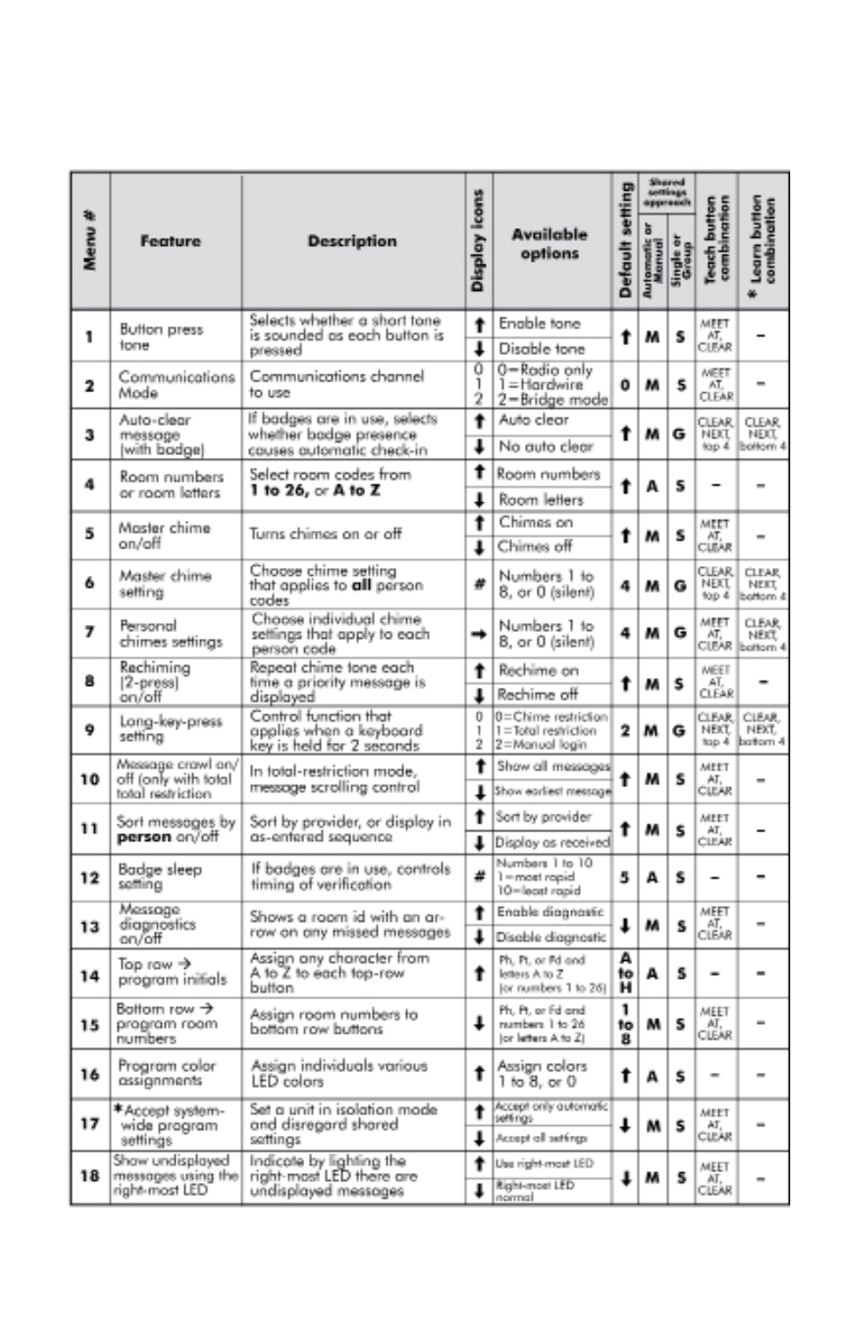| Menu # | Feature | Description | Display icons | Available options | Default setting | Shared settings approach: Automatic or Manual | Shared settings approach: Single or Group | Teach button combination | * Learn button combination |
|---|---|---|---|---|---|---|---|---|---|
| 1 | Button press tone | Selects whether a short tone is sounded as each button is pressed | ↑ | Enable tone | ↑ | M | S | MEET AT, CLEAR | – |
| | | | ↓ | Disable tone | | | | | |
| 2 | Communications Mode | Communications channel to use | 0 | 0=Radio only | 0 | M | S | MEET AT, CLEAR | – |
| | | | 1 | 1=Hardwire | | | | | |
| | | | 2 | 2=Bridge mode | | | | | |
| 3 | Auto-clear message (with badge) | If badges are in use, selects whether badge presence causes automatic check-in | ↑ | Auto clear | ↑ | M | G | CLEAR, NEXT, top 4 | CLEAR, NEXT, bottom 4 |
| | | | ↓ | No auto clear | | | | | |
| 4 | Room numbers or room letters | Select room codes from **1 to 26,** or **A to Z** | ↑ | Room numbers | ↑ | A | S | – | – |
| | | | ↓ | Room letters | | | | | |
| 5 | Master chime on/off | Turns chimes on or off | ↑ | Chimes on | ↑ | M | S | MEET AT, CLEAR | – |
| | | | ↓ | Chimes off | | | | | |
| 6 | Master chime setting | Choose chime setting that applies to **all** person codes | # | Numbers 1 to 8, or 0 (silent) | 4 | M | G | CLEAR, NEXT, top 4 | CLEAR, NEXT, bottom 4 |
| 7 | Personal chimes settings | Choose individual chime settings that apply to each person code | → | Numbers 1 to 8, or 0 (silent) | 4 | M | G | MEET AT, CLEAR | CLEAR, NEXT, bottom 4 |
| 8 | Rechiming (2-press) on/off | Repeat chime tone each time a priority message is displayed | ↑ | Rechime on | ↑ | M | S | MEET AT, CLEAR | – |
| | | | ↓ | Rechime off | | | | | |
| 9 | Long-key-press setting | Control function that applies when a keyboard key is held for 2 seconds | 0 | 0=Chime restriction | 2 | M | G | CLEAR, NEXT, top 4 | CLEAR, NEXT, bottom 4 |
| | | | 1 | 1=Total restriction | | | | | |
| | | | 2 | 2=Manual login | | | | | |
| 10 | Message crawl on/off (only with total total restriction | In total-restriction mode, message scrolling control | ↑ | Show all messages | ↑ | M | S | MEET AT, CLEAR | – |
| | | | ↓ | Show earliest message | | | | | |
| 11 | Sort messages by **person** on/off | Sort by provider, or display in as-entered sequence | ↑ | Sort by provider | ↑ | M | S | MEET AT, CLEAR | – |
| | | | ↓ | Display as received | | | | | |
| 12 | Badge sleep setting | If badges are in use, controls timing of verification | # | Numbers 1 to 10 1=most rapid 10=least rapid | 5 | A | S | – | – |
| 13 | Message diagnostics on/off | Shows a room id with an arrow on any missed messages | ↑ | Enable diagnostic | ↓ | M | S | MEET AT, CLEAR | – |
| | | | ↓ | Disable diagnostic | | | | | |
| 14 | Top row → program initials | Assign any character from A to Z to each top-row button | ↑ | Ph, Pt, or Fd and letters A to Z (or numbers 1 to 26) | A to H | A | S | – | – |
| 15 | Bottom row → program room numbers | Assign room numbers to bottom row buttons | ↓ | Ph, Pt, or Fd and numbers 1 to 26 (or letters A to Z) | 1 to 8 | M | S | MEET AT, CLEAR | – |
| 16 | Program color assignments | Assign individuals various LED colors | ↑ | Assign colors 1 to 8, or 0 | ↑ | A | S | – | – |
| 17 | *Accept system-wide program settings | Set a unit in isolation mode and disregard shared settings | ↑ | Accept only automatic settings | ↓ | M | S | MEET AT, CLEAR | – |
| | | | ↓ | Accept all settings | | | | | |
| 18 | Show undisplayed messages using the right-most LED | Indicate by lighting the right-most LED there are undisplayed messages | ↑ | Use right-most LED | ↓ | M | S | MEET AT, CLEAR | – |
| | | | ↓ | Right-most LED normal | | | | | |